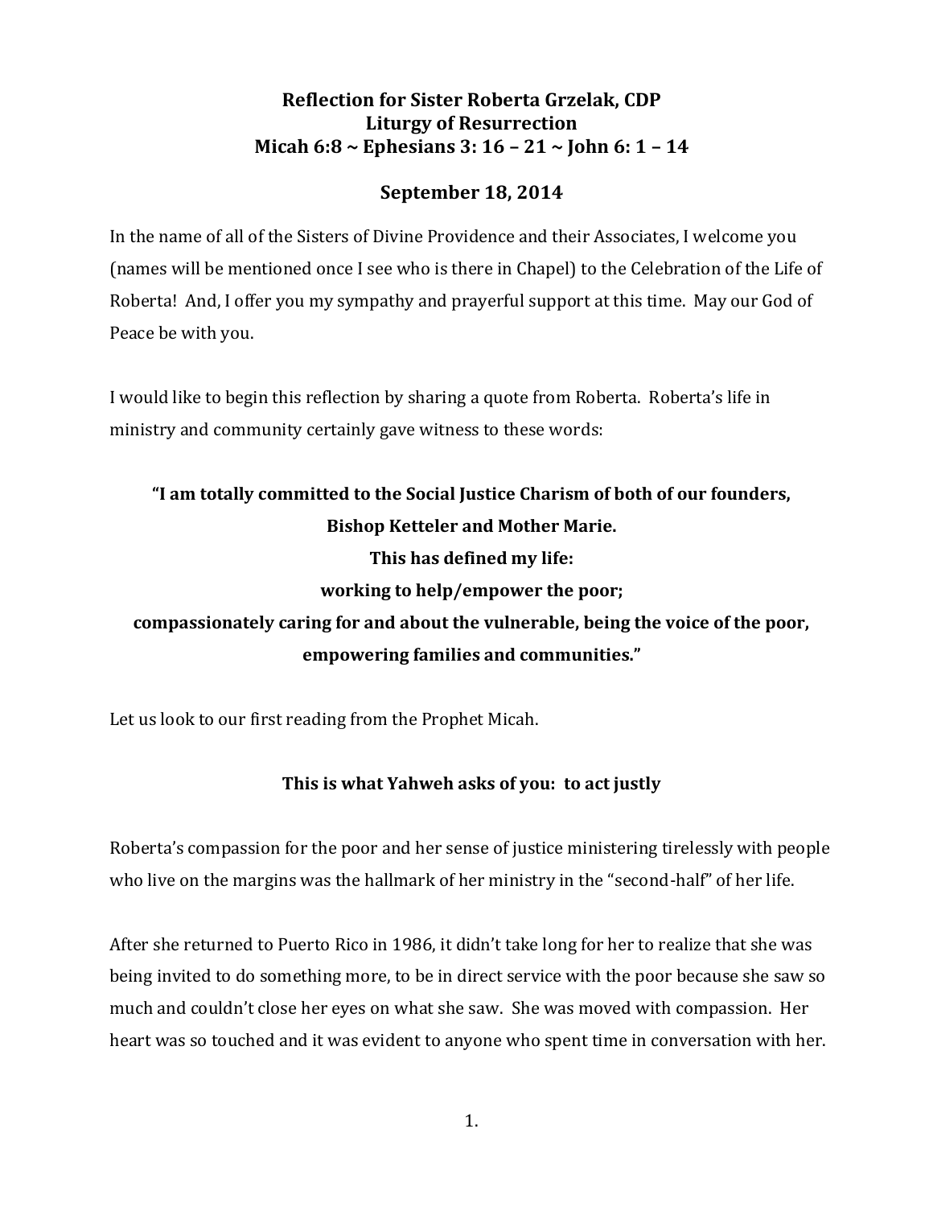# Reflection for Sister Roberta Grzelak, CDP
## Liturgy of Resurrection
## Micah 6:8 ~ Ephesians 3: 16 – 21 ~ John 6: 1 – 14

## September 18, 2014

In the name of all of the Sisters of Divine Providence and their Associates, I welcome you (names will be mentioned once I see who is there in Chapel) to the Celebration of the Life of Roberta! And, I offer you my sympathy and prayerful support at this time. May our God of Peace be with you.

I would like to begin this reflection by sharing a quote from Roberta. Roberta's life in ministry and community certainly gave witness to these words:

**"I am totally committed to the Social Justice Charism of both of our founders, Bishop Ketteler and Mother Marie.
This has defined my life:
working to help/empower the poor;
compassionately caring for and about the vulnerable, being the voice of the poor, empowering families and communities."**

Let us look to our first reading from the Prophet Micah.

**This is what Yahweh asks of you: to act justly**

Roberta's compassion for the poor and her sense of justice ministering tirelessly with people who live on the margins was the hallmark of her ministry in the "second-half" of her life.

After she returned to Puerto Rico in 1986, it didn't take long for her to realize that she was being invited to do something more, to be in direct service with the poor because she saw so much and couldn't close her eyes on what she saw. She was moved with compassion. Her heart was so touched and it was evident to anyone who spent time in conversation with her.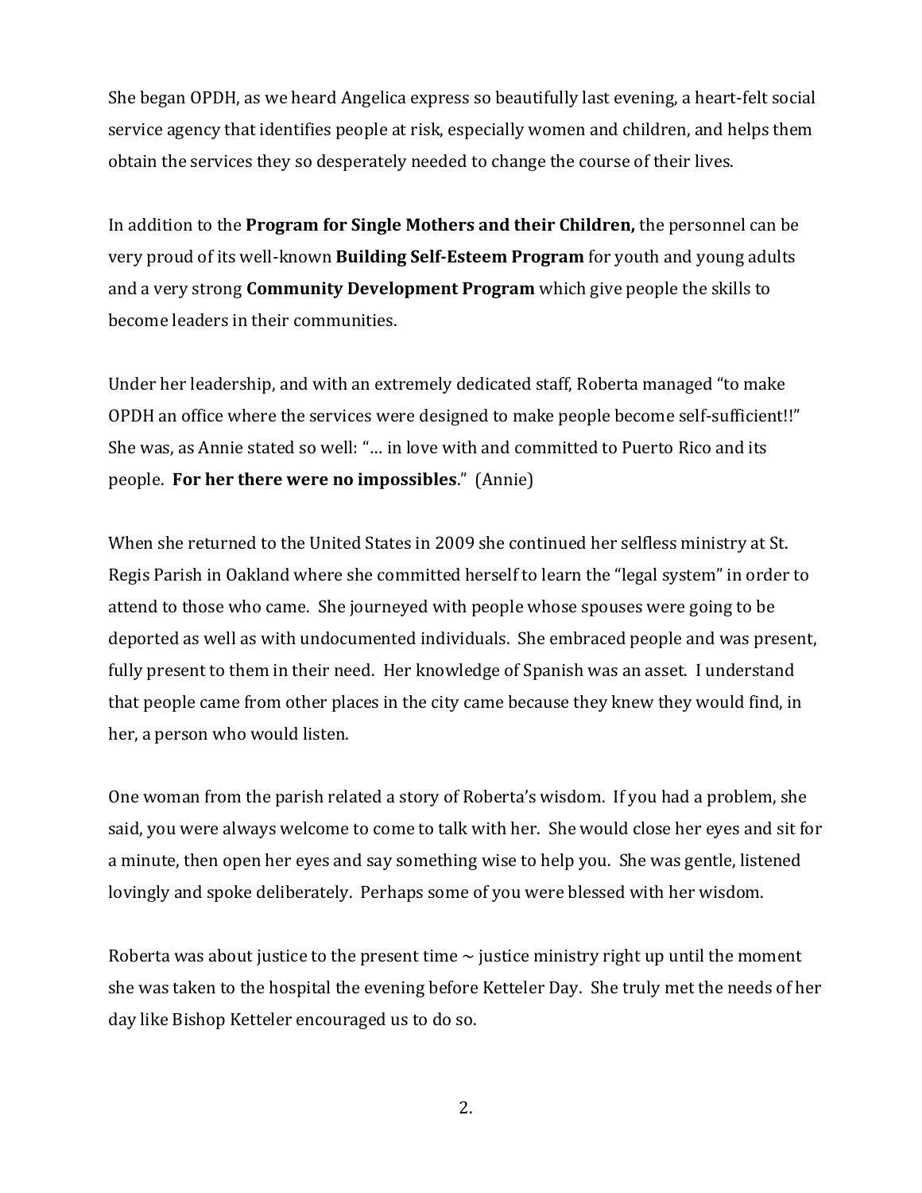She began OPDH, as we heard Angelica express so beautifully last evening, a heart-felt social service agency that identifies people at risk, especially women and children, and helps them obtain the services they so desperately needed to change the course of their lives.

In addition to the **Program for Single Mothers and their Children,** the personnel can be very proud of its well-known **Building Self-Esteem Program** for youth and young adults and a very strong **Community Development Program** which give people the skills to become leaders in their communities.

Under her leadership, and with an extremely dedicated staff, Roberta managed "to make OPDH an office where the services were designed to make people become self-sufficient!!" She was, as Annie stated so well: "… in love with and committed to Puerto Rico and its people. **For her there were no impossibles**." (Annie)

When she returned to the United States in 2009 she continued her selfless ministry at St. Regis Parish in Oakland where she committed herself to learn the "legal system" in order to attend to those who came. She journeyed with people whose spouses were going to be deported as well as with undocumented individuals. She embraced people and was present, fully present to them in their need. Her knowledge of Spanish was an asset. I understand that people came from other places in the city came because they knew they would find, in her, a person who would listen.

One woman from the parish related a story of Roberta's wisdom. If you had a problem, she said, you were always welcome to come to talk with her. She would close her eyes and sit for a minute, then open her eyes and say something wise to help you. She was gentle, listened lovingly and spoke deliberately. Perhaps some of you were blessed with her wisdom.

Roberta was about justice to the present time ~ justice ministry right up until the moment she was taken to the hospital the evening before Ketteler Day. She truly met the needs of her day like Bishop Ketteler encouraged us to do so.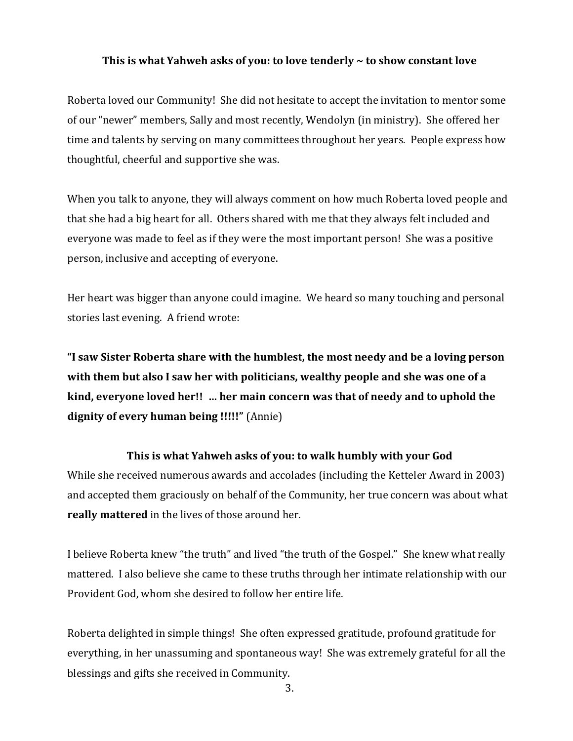**This is what Yahweh asks of you: to love tenderly ~ to show constant love**

Roberta loved our Community! She did not hesitate to accept the invitation to mentor some of our "newer" members, Sally and most recently, Wendolyn (in ministry). She offered her time and talents by serving on many committees throughout her years. People express how thoughtful, cheerful and supportive she was.

When you talk to anyone, they will always comment on how much Roberta loved people and that she had a big heart for all. Others shared with me that they always felt included and everyone was made to feel as if they were the most important person! She was a positive person, inclusive and accepting of everyone.

Her heart was bigger than anyone could imagine. We heard so many touching and personal stories last evening. A friend wrote:

**"I saw Sister Roberta share with the humblest, the most needy and be a loving person with them but also I saw her with politicians, wealthy people and she was one of a kind, everyone loved her!! ... her main concern was that of needy and to uphold the dignity of every human being !!!!!"** (Annie)

**This is what Yahweh asks of you: to walk humbly with your God**

While she received numerous awards and accolades (including the Ketteler Award in 2003) and accepted them graciously on behalf of the Community, her true concern was about what **really mattered** in the lives of those around her.

I believe Roberta knew "the truth" and lived "the truth of the Gospel." She knew what really mattered. I also believe she came to these truths through her intimate relationship with our Provident God, whom she desired to follow her entire life.

Roberta delighted in simple things! She often expressed gratitude, profound gratitude for everything, in her unassuming and spontaneous way! She was extremely grateful for all the blessings and gifts she received in Community.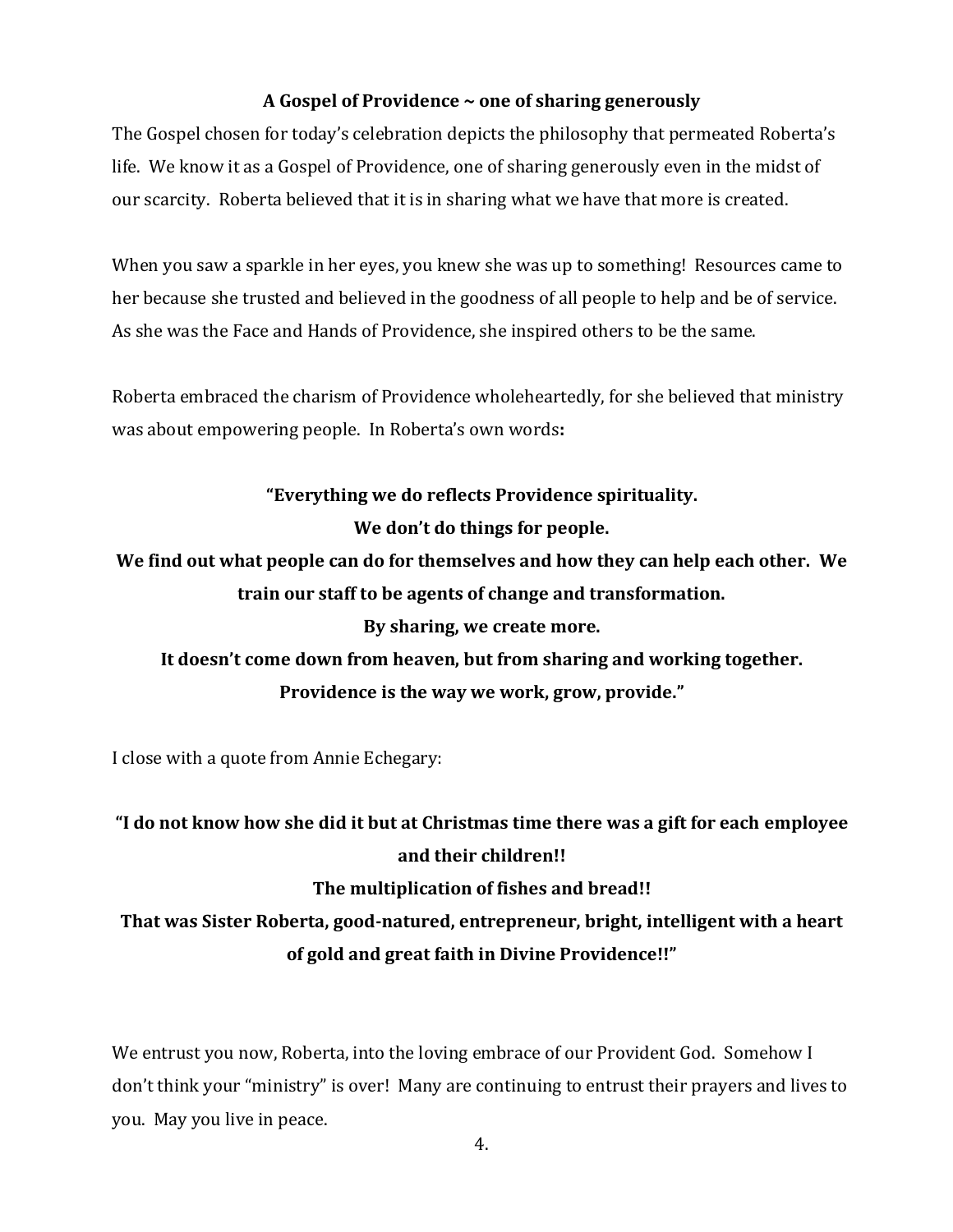**A Gospel of Providence ~ one of sharing generously**

The Gospel chosen for today's celebration depicts the philosophy that permeated Roberta's life. We know it as a Gospel of Providence, one of sharing generously even in the midst of our scarcity. Roberta believed that it is in sharing what we have that more is created.

When you saw a sparkle in her eyes, you knew she was up to something! Resources came to her because she trusted and believed in the goodness of all people to help and be of service. As she was the Face and Hands of Providence, she inspired others to be the same.

Roberta embraced the charism of Providence wholeheartedly, for she believed that ministry was about empowering people. In Roberta's own words**:**

**"Everything we do reflects Providence spirituality.**
**We don't do things for people.**
**We find out what people can do for themselves and how they can help each other. We train our staff to be agents of change and transformation.**
**By sharing, we create more.**
**It doesn't come down from heaven, but from sharing and working together.**
**Providence is the way we work, grow, provide."**

I close with a quote from Annie Echegary:

**"I do not know how she did it but at Christmas time there was a gift for each employee and their children!!**
**The multiplication of fishes and bread!!**
**That was Sister Roberta, good-natured, entrepreneur, bright, intelligent with a heart of gold and great faith in Divine Providence!!"**

We entrust you now, Roberta, into the loving embrace of our Provident God. Somehow I don't think your "ministry" is over! Many are continuing to entrust their prayers and lives to you. May you live in peace.